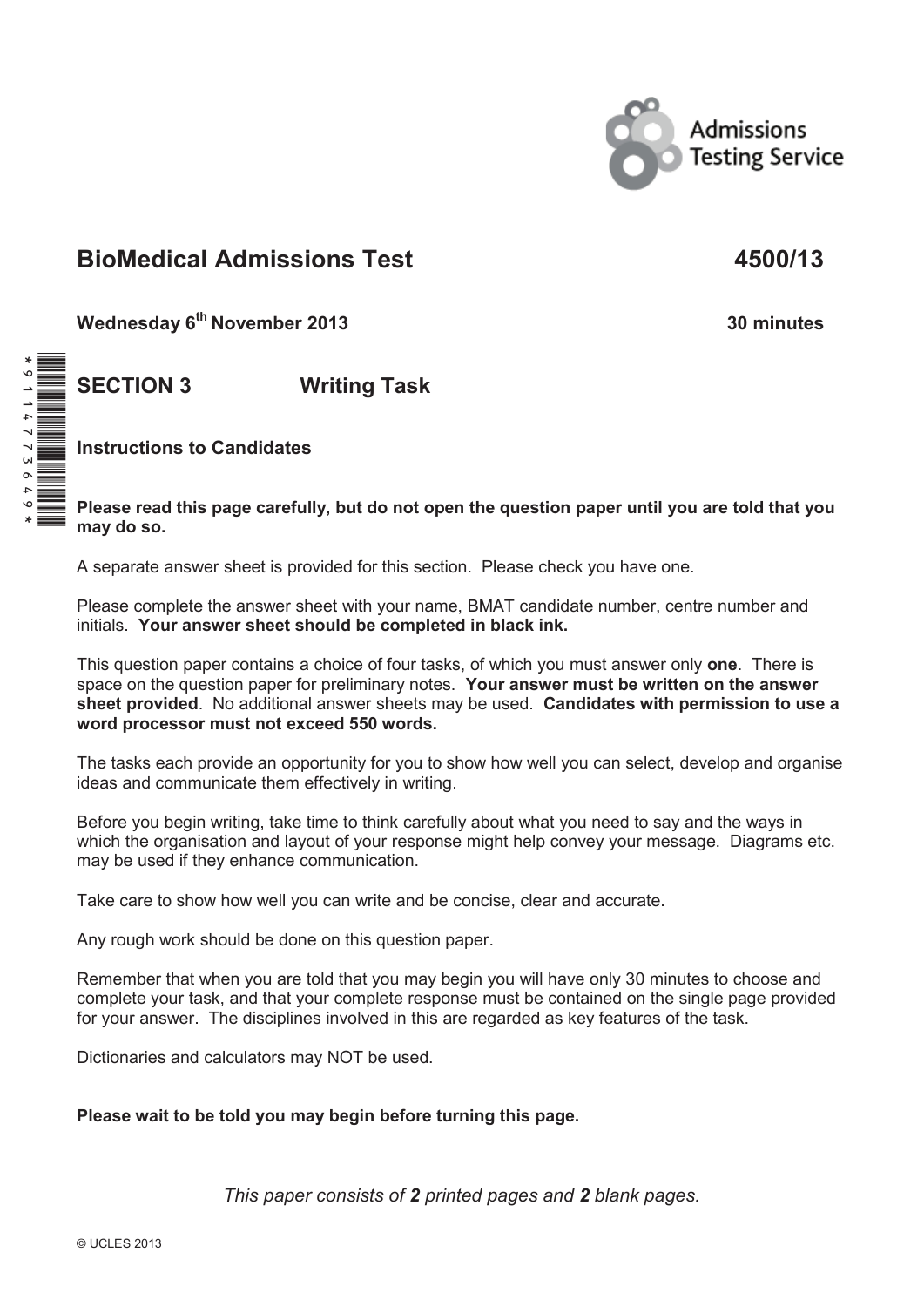Admissions Testing Service

# BioMedical Admissions Test 4500/13

**Wednesday 6th November 2013** **30 minutes**

## SECTION 3 Writing Task

### Instructions to Candidates

**Please read this page carefully, but do not open the question paper until you are told that you may do so.**

A separate answer sheet is provided for this section. Please check you have one.

Please complete the answer sheet with your name, BMAT candidate number, centre number and initials. **Your answer sheet should be completed in black ink.**

This question paper contains a choice of four tasks, of which you must answer only **one**. There is space on the question paper for preliminary notes. **Your answer must be written on the answer sheet provided**. No additional answer sheets may be used. **Candidates with permission to use a word processor must not exceed 550 words.**

The tasks each provide an opportunity for you to show how well you can select, develop and organise ideas and communicate them effectively in writing.

Before you begin writing, take time to think carefully about what you need to say and the ways in which the organisation and layout of your response might help convey your message. Diagrams etc. may be used if they enhance communication.

Take care to show how well you can write and be concise, clear and accurate.

Any rough work should be done on this question paper.

Remember that when you are told that you may begin you will have only 30 minutes to choose and complete your task, and that your complete response must be contained on the single page provided for your answer. The disciplines involved in this are regarded as key features of the task.

Dictionaries and calculators may NOT be used.

**Please wait to be told you may begin before turning this page.**

*This paper consists of **2** printed pages and **2** blank pages.*

© UCLES 2013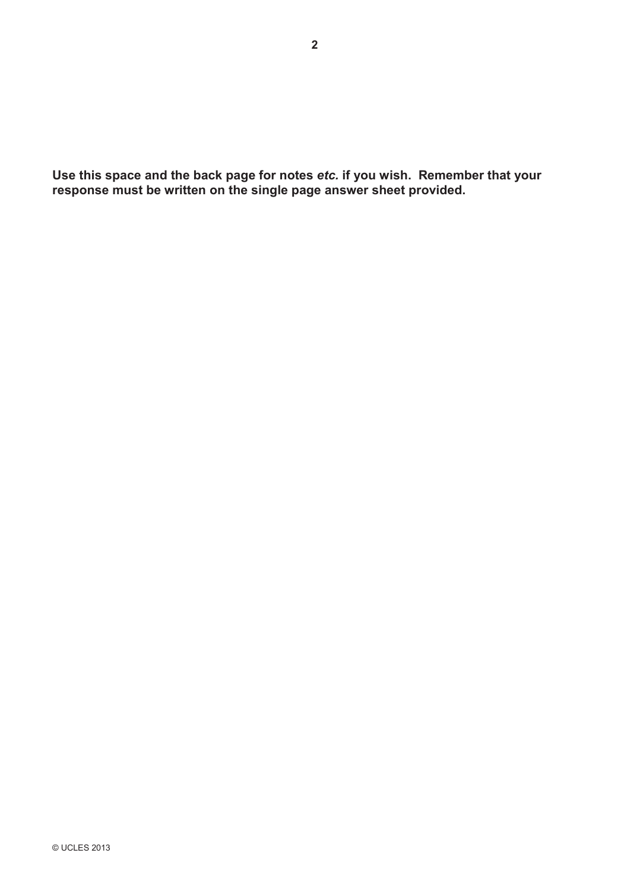**Use this space and the back page for notes *etc.* if you wish. Remember that your response must be written on the single page answer sheet provided.**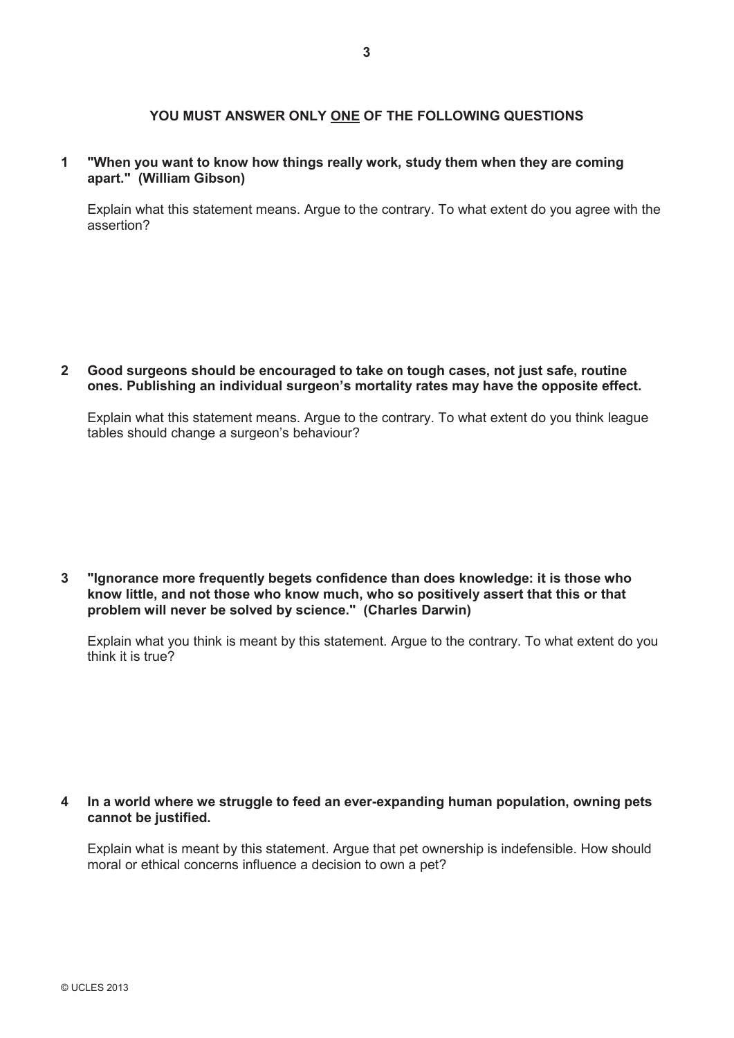**YOU MUST ANSWER ONLY <u>ONE</u> OF THE FOLLOWING QUESTIONS**

**1 "When you want to know how things really work, study them when they are coming apart." (William Gibson)**

Explain what this statement means. Argue to the contrary. To what extent do you agree with the assertion?

**2 Good surgeons should be encouraged to take on tough cases, not just safe, routine ones. Publishing an individual surgeon's mortality rates may have the opposite effect.**

Explain what this statement means. Argue to the contrary. To what extent do you think league tables should change a surgeon's behaviour?

**3 "Ignorance more frequently begets confidence than does knowledge: it is those who know little, and not those who know much, who so positively assert that this or that problem will never be solved by science." (Charles Darwin)**

Explain what you think is meant by this statement. Argue to the contrary. To what extent do you think it is true?

**4 In a world where we struggle to feed an ever-expanding human population, owning pets cannot be justified.**

Explain what is meant by this statement. Argue that pet ownership is indefensible. How should moral or ethical concerns influence a decision to own a pet?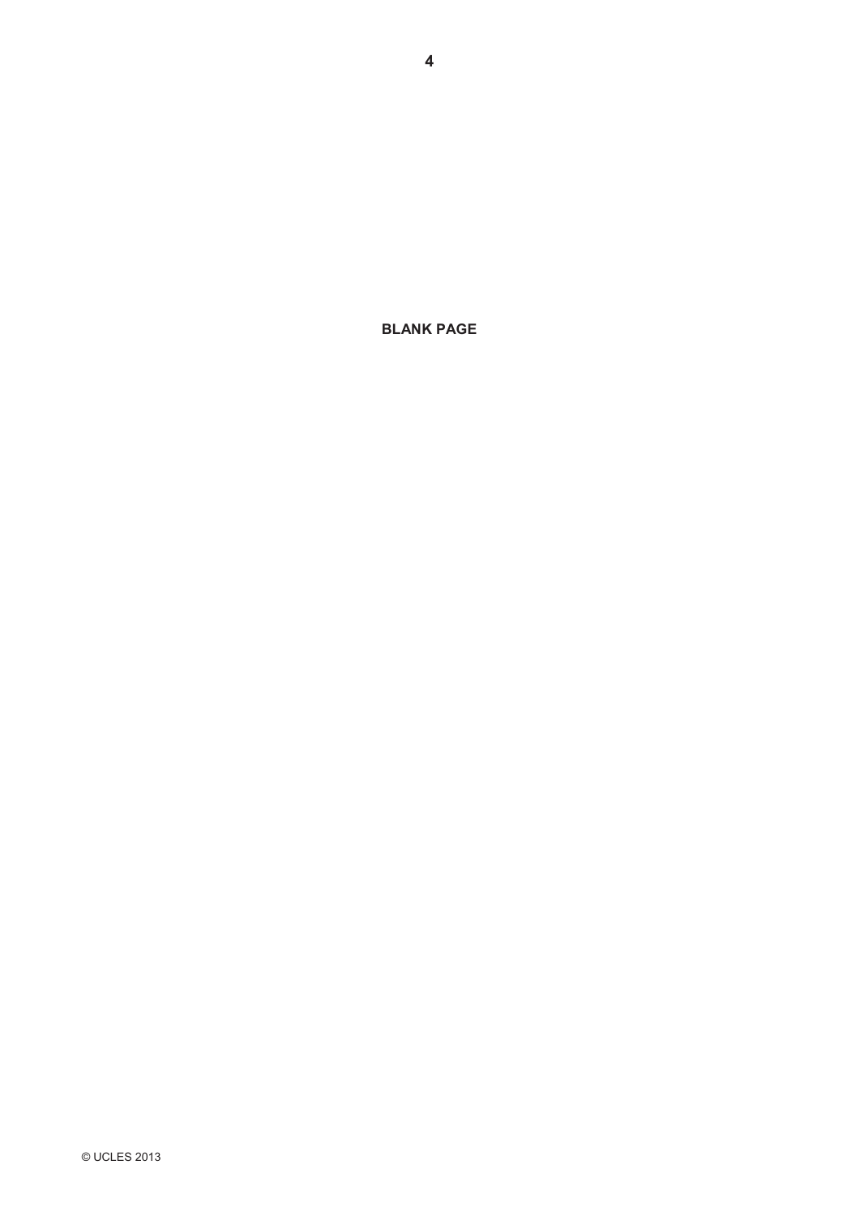**BLANK PAGE**

© UCLES 2013